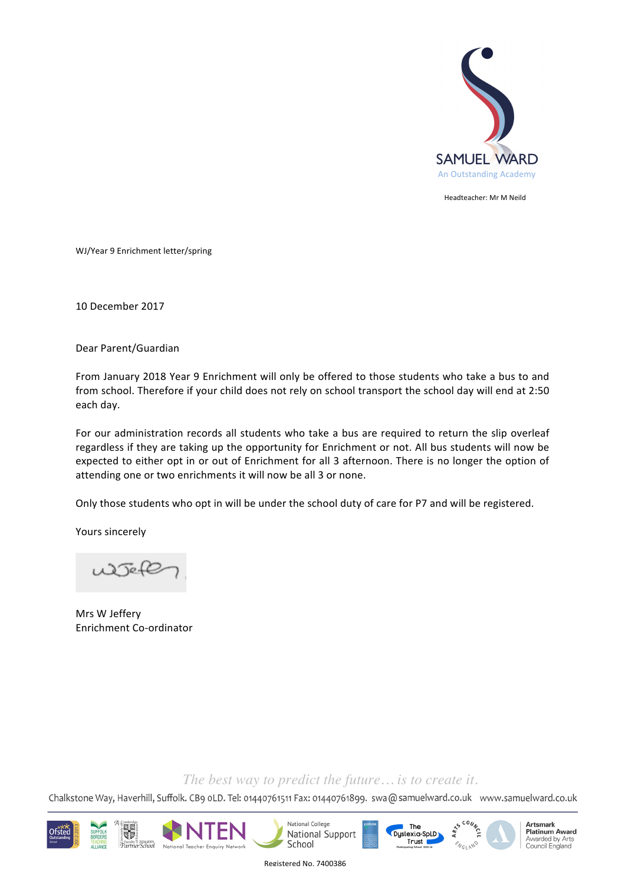SAMUEL WARD

An Outstanding Academy

Headteacher: Mr M Neild

WJ/Year 9 Enrichment letter/spring

10 December 2017

Dear Parent/Guardian

From January 2018 Year 9 Enrichment will only be offered to those students who take a bus to and from school. Therefore if your child does not rely on school transport the school day will end at 2:50 each day.

For our administration records all students who take a bus are required to return the slip overleaf regardless if they are taking up the opportunity for Enrichment or not. All bus students will now be expected to either opt in or out of Enrichment for all 3 afternoon. There is no longer the option of attending one or two enrichments it will now be all 3 or none.

Only those students who opt in will be under the school duty of care for P7 and will be registered.

Yours sincerely

Mrs W Jeffery
Enrichment Co-ordinator

*The best way to predict the future… is to create it.*

Chalkstone Way, Haverhill, Suffolk. CB9 0LD. Tel: 01440761511 Fax: 01440761899. swa@samuelward.co.uk www.samuelward.co.uk

Registered No. 7400386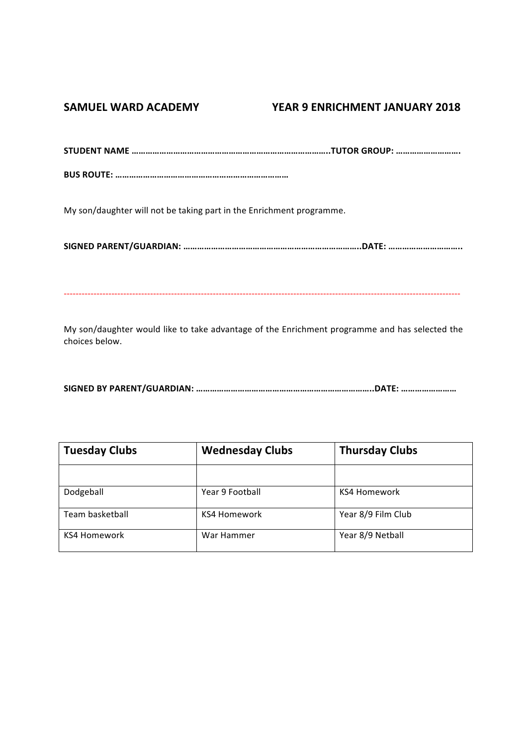**SAMUEL WARD ACADEMY YEAR 9 ENRICHMENT JANUARY 2018**

**STUDENT NAME …………………………………………………………………………..TUTOR GROUP: ……………………….**

**BUS ROUTE: ………………………………………………………………**

My son/daughter will not be taking part in the Enrichment programme.

**SIGNED PARENT/GUARDIAN: …………………………………………………………………..DATE: …………………………..**

---

My son/daughter would like to take advantage of the Enrichment programme and has selected the choices below.

**SIGNED BY PARENT/GUARDIAN: …………………………………………………………………..DATE: ……………………**

| Tuesday Clubs | Wednesday Clubs | Thursday Clubs |
|---|---|---|
| | | |
| Dodgeball | Year 9 Football | KS4 Homework |
| Team basketball | KS4 Homework | Year 8/9 Film Club |
| KS4 Homework | War Hammer | Year 8/9 Netball |